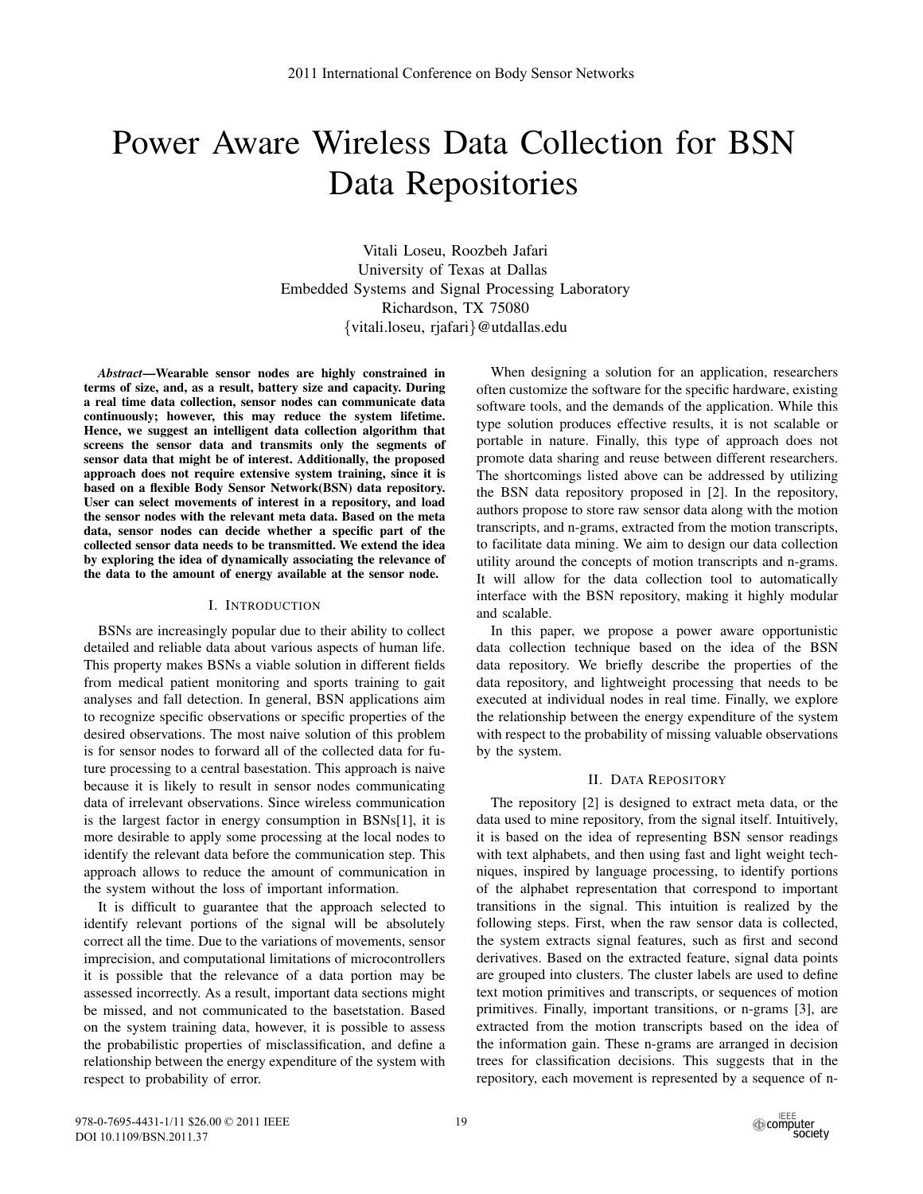# Power Aware Wireless Data Collection for BSN Data Repositories

Vitali Loseu, Roozbeh Jafari
University of Texas at Dallas
Embedded Systems and Signal Processing Laboratory
Richardson, TX 75080
{vitali.loseu, rjafari}@utdallas.edu

***Abstract*—Wearable sensor nodes are highly constrained in terms of size, and, as a result, battery size and capacity. During a real time data collection, sensor nodes can communicate data continuously; however, this may reduce the system lifetime. Hence, we suggest an intelligent data collection algorithm that screens the sensor data and transmits only the segments of sensor data that might be of interest. Additionally, the proposed approach does not require extensive system training, since it is based on a flexible Body Sensor Network(BSN) data repository. User can select movements of interest in a repository, and load the sensor nodes with the relevant meta data. Based on the meta data, sensor nodes can decide whether a specific part of the collected sensor data needs to be transmitted. We extend the idea by exploring the idea of dynamically associating the relevance of the data to the amount of energy available at the sensor node.**

## I. Introduction

BSNs are increasingly popular due to their ability to collect detailed and reliable data about various aspects of human life. This property makes BSNs a viable solution in different fields from medical patient monitoring and sports training to gait analyses and fall detection. In general, BSN applications aim to recognize specific observations or specific properties of the desired observations. The most naive solution of this problem is for sensor nodes to forward all of the collected data for future processing to a central basestation. This approach is naive because it is likely to result in sensor nodes communicating data of irrelevant observations. Since wireless communication is the largest factor in energy consumption in BSNs[1], it is more desirable to apply some processing at the local nodes to identify the relevant data before the communication step. This approach allows to reduce the amount of communication in the system without the loss of important information.

It is difficult to guarantee that the approach selected to identify relevant portions of the signal will be absolutely correct all the time. Due to the variations of movements, sensor imprecision, and computational limitations of microcontrollers it is possible that the relevance of a data portion may be assessed incorrectly. As a result, important data sections might be missed, and not communicated to the basetstation. Based on the system training data, however, it is possible to assess the probabilistic properties of misclassification, and define a relationship between the energy expenditure of the system with respect to probability of error.

When designing a solution for an application, researchers often customize the software for the specific hardware, existing software tools, and the demands of the application. While this type solution produces effective results, it is not scalable or portable in nature. Finally, this type of approach does not promote data sharing and reuse between different researchers. The shortcomings listed above can be addressed by utilizing the BSN data repository proposed in [2]. In the repository, authors propose to store raw sensor data along with the motion transcripts, and n-grams, extracted from the motion transcripts, to facilitate data mining. We aim to design our data collection utility around the concepts of motion transcripts and n-grams. It will allow for the data collection tool to automatically interface with the BSN repository, making it highly modular and scalable.

In this paper, we propose a power aware opportunistic data collection technique based on the idea of the BSN data repository. We briefly describe the properties of the data repository, and lightweight processing that needs to be executed at individual nodes in real time. Finally, we explore the relationship between the energy expenditure of the system with respect to the probability of missing valuable observations by the system.

## II. Data Repository

The repository [2] is designed to extract meta data, or the data used to mine repository, from the signal itself. Intuitively, it is based on the idea of representing BSN sensor readings with text alphabets, and then using fast and light weight techniques, inspired by language processing, to identify portions of the alphabet representation that correspond to important transitions in the signal. This intuition is realized by the following steps. First, when the raw sensor data is collected, the system extracts signal features, such as first and second derivatives. Based on the extracted feature, signal data points are grouped into clusters. The cluster labels are used to define text motion primitives and transcripts, or sequences of motion primitives. Finally, important transitions, or n-grams [3], are extracted from the motion transcripts based on the idea of the information gain. These n-grams are arranged in decision trees for classification decisions. This suggests that in the repository, each movement is represented by a sequence of n-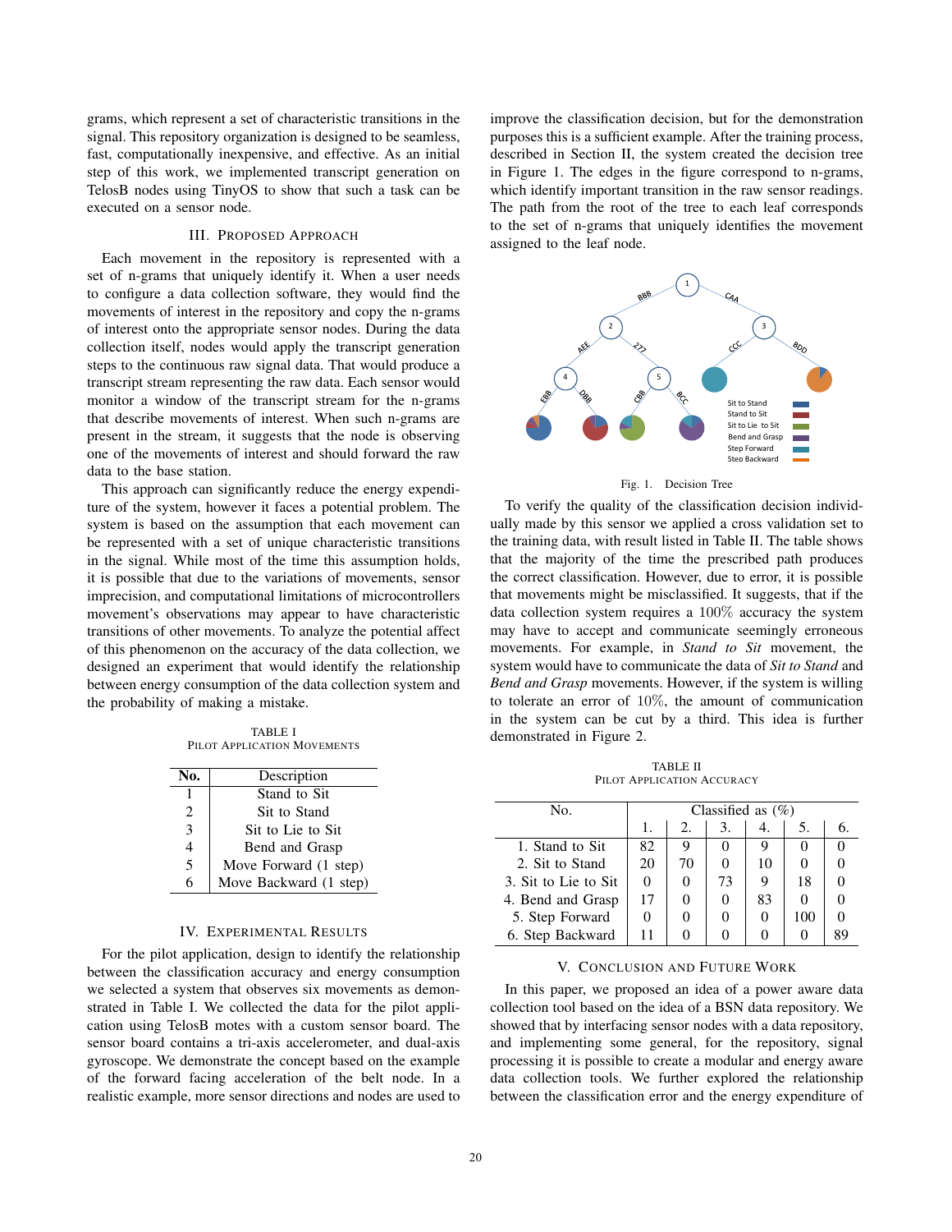grams, which represent a set of characteristic transitions in the signal. This repository organization is designed to be seamless, fast, computationally inexpensive, and effective. As an initial step of this work, we implemented transcript generation on TelosB nodes using TinyOS to show that such a task can be executed on a sensor node.

## III. Proposed Approach

Each movement in the repository is represented with a set of n-grams that uniquely identify it. When a user needs to configure a data collection software, they would find the movements of interest in the repository and copy the n-grams of interest onto the appropriate sensor nodes. During the data collection itself, nodes would apply the transcript generation steps to the continuous raw signal data. That would produce a transcript stream representing the raw data. Each sensor would monitor a window of the transcript stream for the n-grams that describe movements of interest. When such n-grams are present in the stream, it suggests that the node is observing one of the movements of interest and should forward the raw data to the base station.

This approach can significantly reduce the energy expenditure of the system, however it faces a potential problem. The system is based on the assumption that each movement can be represented with a set of unique characteristic transitions in the signal. While most of the time this assumption holds, it is possible that due to the variations of movements, sensor imprecision, and computational limitations of microcontrollers movement's observations may appear to have characteristic transitions of other movements. To analyze the potential affect of this phenomenon on the accuracy of the data collection, we designed an experiment that would identify the relationship between energy consumption of the data collection system and the probability of making a mistake.

TABLE I
Pilot Application Movements

| No. | Description |
|---|---|
| 1 | Stand to Sit |
| 2 | Sit to Stand |
| 3 | Sit to Lie to Sit |
| 4 | Bend and Grasp |
| 5 | Move Forward (1 step) |
| 6 | Move Backward (1 step) |

## IV. Experimental Results

For the pilot application, design to identify the relationship between the classification accuracy and energy consumption we selected a system that observes six movements as demonstrated in Table I. We collected the data for the pilot application using TelosB motes with a custom sensor board. The sensor board contains a tri-axis accelerometer, and dual-axis gyroscope. We demonstrate the concept based on the example of the forward facing acceleration of the belt node. In a realistic example, more sensor directions and nodes are used to improve the classification decision, but for the demonstration purposes this is a sufficient example. After the training process, described in Section II, the system created the decision tree in Figure 1. The edges in the figure correspond to n-grams, which identify important transition in the raw sensor readings. The path from the root of the tree to each leaf corresponds to the set of n-grams that uniquely identifies the movement assigned to the leaf node.

Fig. 1. Decision Tree

To verify the quality of the classification decision individually made by this sensor we applied a cross validation set to the training data, with result listed in Table II. The table shows that the majority of the time the prescribed path produces the correct classification. However, due to error, it is possible that movements might be misclassified. It suggests, that if the data collection system requires a $100\%$ accuracy the system may have to accept and communicate seemingly erroneous movements. For example, in *Stand to Sit* movement, the system would have to communicate the data of *Sit to Stand* and *Bend and Grasp* movements. However, if the system is willing to tolerate an error of $10\%$, the amount of communication in the system can be cut by a third. This idea is further demonstrated in Figure 2.

TABLE II
Pilot Application Accuracy

| No. | Classified as (%) | | | | | |
|---|---|---|---|---|---|---|
| | 1. | 2. | 3. | 4. | 5. | 6. |
| 1. Stand to Sit | 82 | 9 | 0 | 9 | 0 | 0 |
| 2. Sit to Stand | 20 | 70 | 0 | 10 | 0 | 0 |
| 3. Sit to Lie to Sit | 0 | 0 | 73 | 9 | 18 | 0 |
| 4. Bend and Grasp | 17 | 0 | 0 | 83 | 0 | 0 |
| 5. Step Forward | 0 | 0 | 0 | 0 | 100 | 0 |
| 6. Step Backward | 11 | 0 | 0 | 0 | 0 | 89 |

## V. Conclusion and Future Work

In this paper, we proposed an idea of a power aware data collection tool based on the idea of a BSN data repository. We showed that by interfacing sensor nodes with a data repository, and implementing some general, for the repository, signal processing it is possible to create a modular and energy aware data collection tools. We further explored the relationship between the classification error and the energy expenditure of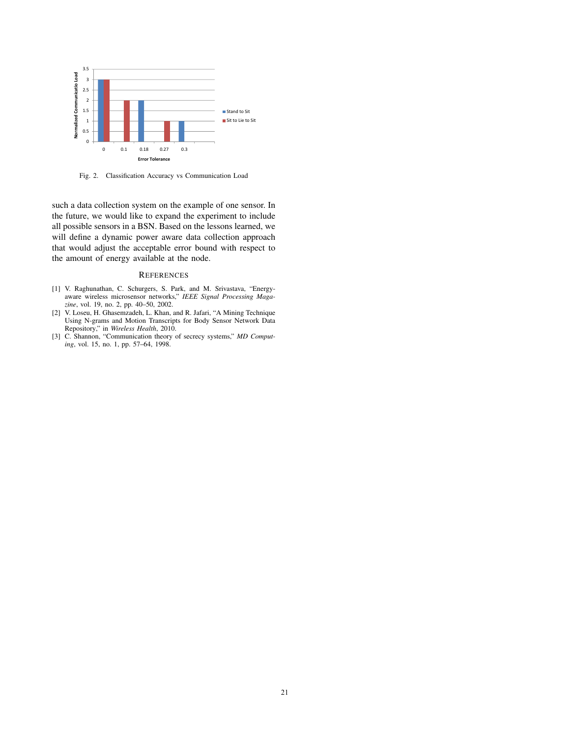3.5
3
2.5
2
1.5
1
0.5
0

Normalized Communicatio Load

0 0.1 0.18 0.27 0.3

Error Tolerance

Stand to Sit
Sit to Lie to Sit

Fig. 2. Classification Accuracy vs Communication Load

such a data collection system on the example of one sensor. In the future, we would like to expand the experiment to include all possible sensors in a BSN. Based on the lessons learned, we will define a dynamic power aware data collection approach that would adjust the acceptable error bound with respect to the amount of energy available at the node.

## REFERENCES

[1] V. Raghunathan, C. Schurgers, S. Park, and M. Srivastava, "Energy-aware wireless microsensor networks," *IEEE Signal Processing Magazine*, vol. 19, no. 2, pp. 40–50, 2002.

[2] V. Loseu, H. Ghasemzadeh, L. Khan, and R. Jafari, "A Mining Technique Using N-grams and Motion Transcripts for Body Sensor Network Data Repository," in *Wireless Health*, 2010.

[3] C. Shannon, "Communication theory of secrecy systems," *MD Computing*, vol. 15, no. 1, pp. 57–64, 1998.